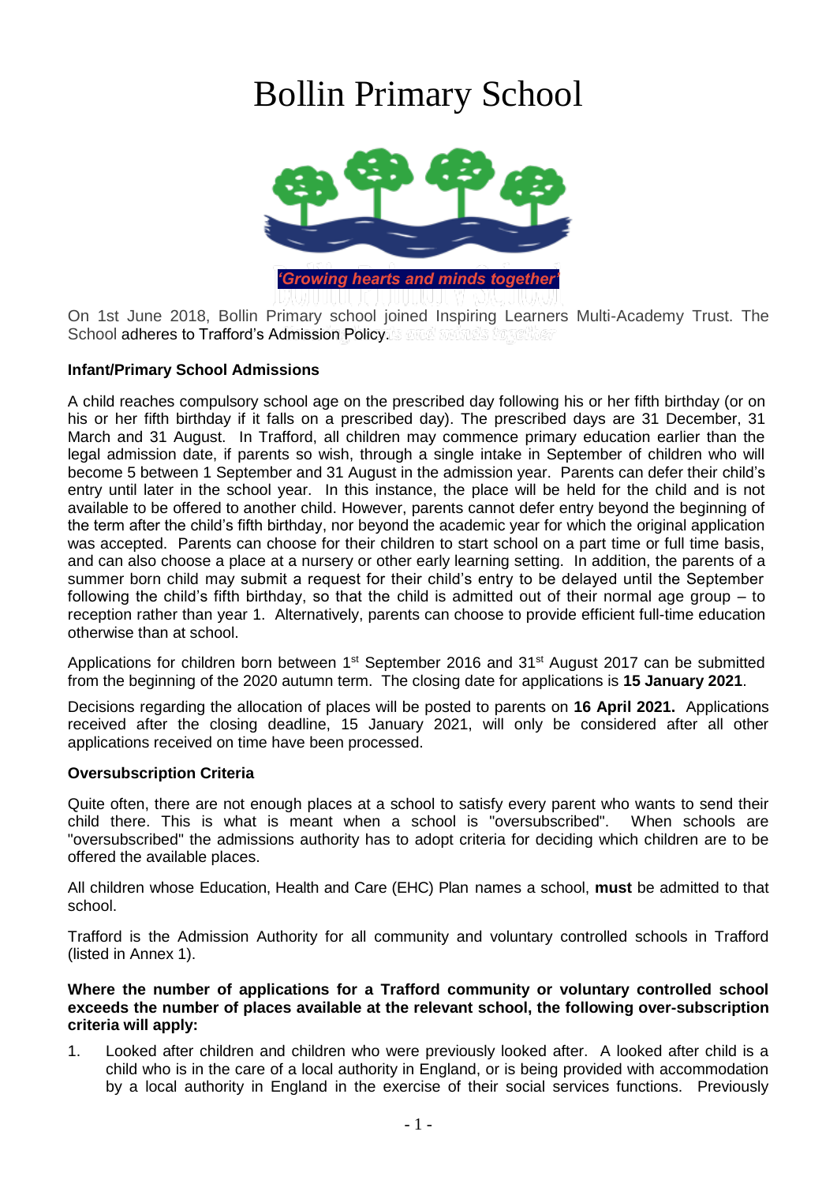# Bollin Primary School

*'Growing hearts and minds together'*

On 1st June 2018, Bollin Primary school joined Inspiring Learners Multi-Academy Trust. The School adheres to Trafford's Admission Policy.

**Infant/Primary School Admissions**

A child reaches compulsory school age on the prescribed day following his or her fifth birthday (or on his or her fifth birthday if it falls on a prescribed day). The prescribed days are 31 December, 31 March and 31 August. In Trafford, all children may commence primary education earlier than the legal admission date, if parents so wish, through a single intake in September of children who will become 5 between 1 September and 31 August in the admission year. Parents can defer their child's entry until later in the school year. In this instance, the place will be held for the child and is not available to be offered to another child. However, parents cannot defer entry beyond the beginning of the term after the child's fifth birthday, nor beyond the academic year for which the original application was accepted. Parents can choose for their children to start school on a part time or full time basis, and can also choose a place at a nursery or other early learning setting. In addition, the parents of a summer born child may submit a request for their child's entry to be delayed until the September following the child's fifth birthday, so that the child is admitted out of their normal age group – to reception rather than year 1. Alternatively, parents can choose to provide efficient full-time education otherwise than at school.

Applications for children born between 1st September 2016 and 31st August 2017 can be submitted from the beginning of the 2020 autumn term. The closing date for applications is **15 January 2021**.

Decisions regarding the allocation of places will be posted to parents on **16 April 2021.** Applications received after the closing deadline, 15 January 2021, will only be considered after all other applications received on time have been processed.

**Oversubscription Criteria**

Quite often, there are not enough places at a school to satisfy every parent who wants to send their child there. This is what is meant when a school is "oversubscribed". When schools are "oversubscribed" the admissions authority has to adopt criteria for deciding which children are to be offered the available places.

All children whose Education, Health and Care (EHC) Plan names a school, **must** be admitted to that school.

Trafford is the Admission Authority for all community and voluntary controlled schools in Trafford (listed in Annex 1).

**Where the number of applications for a Trafford community or voluntary controlled school exceeds the number of places available at the relevant school, the following over-subscription criteria will apply:**

1. Looked after children and children who were previously looked after. A looked after child is a child who is in the care of a local authority in England, or is being provided with accommodation by a local authority in England in the exercise of their social services functions. Previously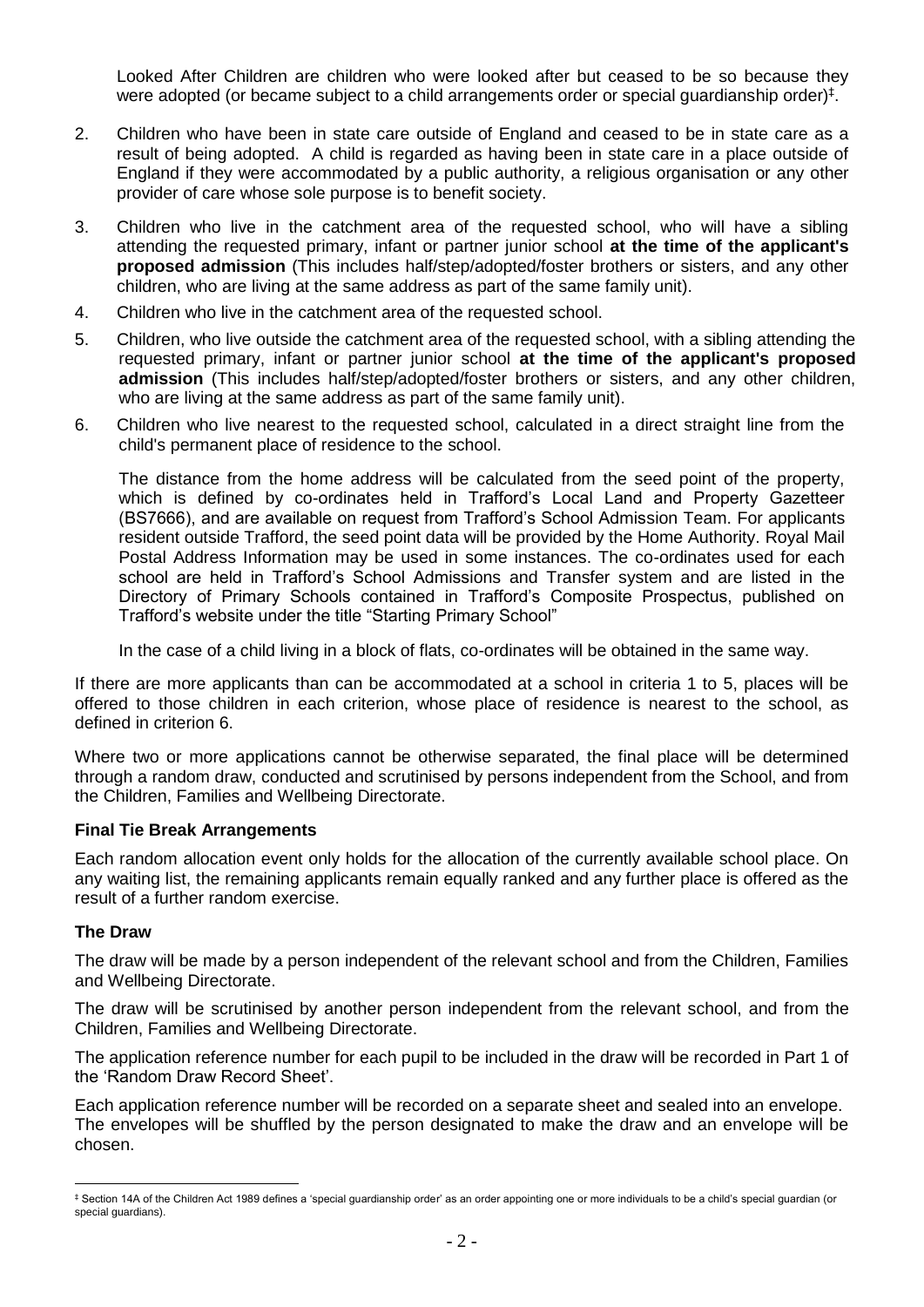Looked After Children are children who were looked after but ceased to be so because they were adopted (or became subject to a child arrangements order or special guardianship order)‡.

2. Children who have been in state care outside of England and ceased to be in state care as a result of being adopted. A child is regarded as having been in state care in a place outside of England if they were accommodated by a public authority, a religious organisation or any other provider of care whose sole purpose is to benefit society.

3. Children who live in the catchment area of the requested school, who will have a sibling attending the requested primary, infant or partner junior school **at the time of the applicant's proposed admission** (This includes half/step/adopted/foster brothers or sisters, and any other children, who are living at the same address as part of the same family unit).

4. Children who live in the catchment area of the requested school.

5. Children, who live outside the catchment area of the requested school, with a sibling attending the requested primary, infant or partner junior school **at the time of the applicant's proposed admission** (This includes half/step/adopted/foster brothers or sisters, and any other children, who are living at the same address as part of the same family unit).

6. Children who live nearest to the requested school, calculated in a direct straight line from the child's permanent place of residence to the school.

   The distance from the home address will be calculated from the seed point of the property, which is defined by co-ordinates held in Trafford's Local Land and Property Gazetteer (BS7666), and are available on request from Trafford's School Admission Team. For applicants resident outside Trafford, the seed point data will be provided by the Home Authority. Royal Mail Postal Address Information may be used in some instances. The co-ordinates used for each school are held in Trafford's School Admissions and Transfer system and are listed in the Directory of Primary Schools contained in Trafford's Composite Prospectus, published on Trafford's website under the title "Starting Primary School"

   In the case of a child living in a block of flats, co-ordinates will be obtained in the same way.

If there are more applicants than can be accommodated at a school in criteria 1 to 5, places will be offered to those children in each criterion, whose place of residence is nearest to the school, as defined in criterion 6.

Where two or more applications cannot be otherwise separated, the final place will be determined through a random draw, conducted and scrutinised by persons independent from the School, and from the Children, Families and Wellbeing Directorate.

### Final Tie Break Arrangements

Each random allocation event only holds for the allocation of the currently available school place. On any waiting list, the remaining applicants remain equally ranked and any further place is offered as the result of a further random exercise.

### The Draw

The draw will be made by a person independent of the relevant school and from the Children, Families and Wellbeing Directorate.

The draw will be scrutinised by another person independent from the relevant school, and from the Children, Families and Wellbeing Directorate.

The application reference number for each pupil to be included in the draw will be recorded in Part 1 of the 'Random Draw Record Sheet'.

Each application reference number will be recorded on a separate sheet and sealed into an envelope. The envelopes will be shuffled by the person designated to make the draw and an envelope will be chosen.

‡ Section 14A of the Children Act 1989 defines a 'special guardianship order' as an order appointing one or more individuals to be a child's special guardian (or special guardians).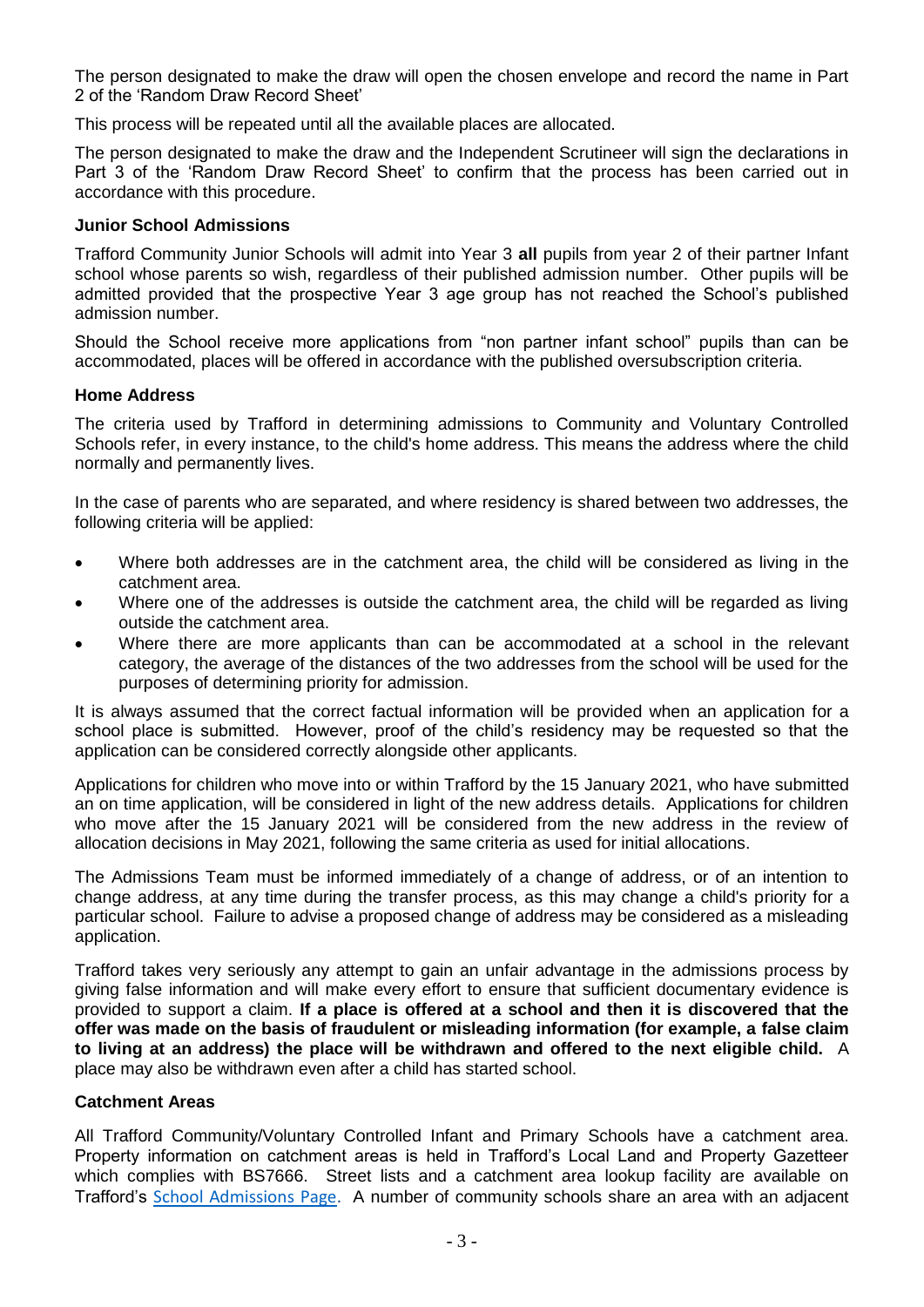The person designated to make the draw will open the chosen envelope and record the name in Part 2 of the 'Random Draw Record Sheet'

This process will be repeated until all the available places are allocated.

The person designated to make the draw and the Independent Scrutineer will sign the declarations in Part 3 of the 'Random Draw Record Sheet' to confirm that the process has been carried out in accordance with this procedure.

**Junior School Admissions**

Trafford Community Junior Schools will admit into Year 3 **all** pupils from year 2 of their partner Infant school whose parents so wish, regardless of their published admission number. Other pupils will be admitted provided that the prospective Year 3 age group has not reached the School's published admission number.

Should the School receive more applications from "non partner infant school" pupils than can be accommodated, places will be offered in accordance with the published oversubscription criteria.

**Home Address**

The criteria used by Trafford in determining admissions to Community and Voluntary Controlled Schools refer, in every instance, to the child's home address. This means the address where the child normally and permanently lives.

In the case of parents who are separated, and where residency is shared between two addresses, the following criteria will be applied:

- Where both addresses are in the catchment area, the child will be considered as living in the catchment area.
- Where one of the addresses is outside the catchment area, the child will be regarded as living outside the catchment area.
- Where there are more applicants than can be accommodated at a school in the relevant category, the average of the distances of the two addresses from the school will be used for the purposes of determining priority for admission.

It is always assumed that the correct factual information will be provided when an application for a school place is submitted. However, proof of the child's residency may be requested so that the application can be considered correctly alongside other applicants.

Applications for children who move into or within Trafford by the 15 January 2021, who have submitted an on time application, will be considered in light of the new address details. Applications for children who move after the 15 January 2021 will be considered from the new address in the review of allocation decisions in May 2021, following the same criteria as used for initial allocations.

The Admissions Team must be informed immediately of a change of address, or of an intention to change address, at any time during the transfer process, as this may change a child's priority for a particular school. Failure to advise a proposed change of address may be considered as a misleading application.

Trafford takes very seriously any attempt to gain an unfair advantage in the admissions process by giving false information and will make every effort to ensure that sufficient documentary evidence is provided to support a claim. **If a place is offered at a school and then it is discovered that the offer was made on the basis of fraudulent or misleading information (for example, a false claim to living at an address) the place will be withdrawn and offered to the next eligible child.** A place may also be withdrawn even after a child has started school.

**Catchment Areas**

All Trafford Community/Voluntary Controlled Infant and Primary Schools have a catchment area. Property information on catchment areas is held in Trafford's Local Land and Property Gazetteer which complies with BS7666. Street lists and a catchment area lookup facility are available on Trafford's School Admissions Page. A number of community schools share an area with an adjacent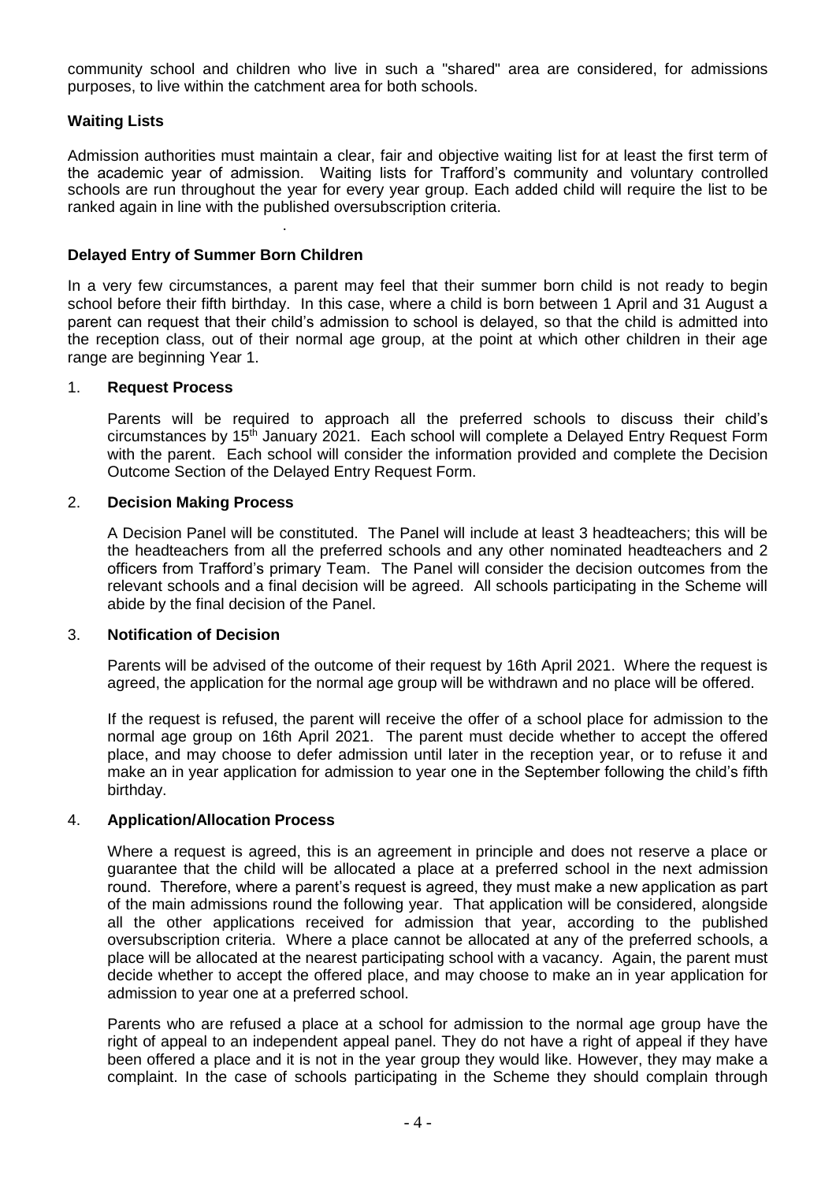community school and children who live in such a "shared" area are considered, for admissions purposes, to live within the catchment area for both schools.

**Waiting Lists**

Admission authorities must maintain a clear, fair and objective waiting list for at least the first term of the academic year of admission. Waiting lists for Trafford's community and voluntary controlled schools are run throughout the year for every year group. Each added child will require the list to be ranked again in line with the published oversubscription criteria.

**Delayed Entry of Summer Born Children**

In a very few circumstances, a parent may feel that their summer born child is not ready to begin school before their fifth birthday. In this case, where a child is born between 1 April and 31 August a parent can request that their child's admission to school is delayed, so that the child is admitted into the reception class, out of their normal age group, at the point at which other children in their age range are beginning Year 1.

1. **Request Process**

   Parents will be required to approach all the preferred schools to discuss their child's circumstances by 15th January 2021. Each school will complete a Delayed Entry Request Form with the parent. Each school will consider the information provided and complete the Decision Outcome Section of the Delayed Entry Request Form.

2. **Decision Making Process**

   A Decision Panel will be constituted. The Panel will include at least 3 headteachers; this will be the headteachers from all the preferred schools and any other nominated headteachers and 2 officers from Trafford's primary Team. The Panel will consider the decision outcomes from the relevant schools and a final decision will be agreed. All schools participating in the Scheme will abide by the final decision of the Panel.

3. **Notification of Decision**

   Parents will be advised of the outcome of their request by 16th April 2021. Where the request is agreed, the application for the normal age group will be withdrawn and no place will be offered.

   If the request is refused, the parent will receive the offer of a school place for admission to the normal age group on 16th April 2021. The parent must decide whether to accept the offered place, and may choose to defer admission until later in the reception year, or to refuse it and make an in year application for admission to year one in the September following the child's fifth birthday.

4. **Application/Allocation Process**

   Where a request is agreed, this is an agreement in principle and does not reserve a place or guarantee that the child will be allocated a place at a preferred school in the next admission round. Therefore, where a parent's request is agreed, they must make a new application as part of the main admissions round the following year. That application will be considered, alongside all the other applications received for admission that year, according to the published oversubscription criteria. Where a place cannot be allocated at any of the preferred schools, a place will be allocated at the nearest participating school with a vacancy. Again, the parent must decide whether to accept the offered place, and may choose to make an in year application for admission to year one at a preferred school.

   Parents who are refused a place at a school for admission to the normal age group have the right of appeal to an independent appeal panel. They do not have a right of appeal if they have been offered a place and it is not in the year group they would like. However, they may make a complaint. In the case of schools participating in the Scheme they should complain through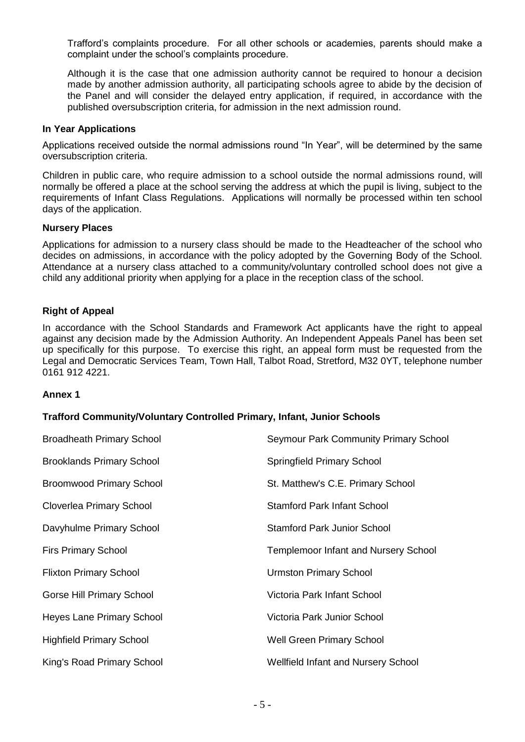Trafford's complaints procedure. For all other schools or academies, parents should make a complaint under the school's complaints procedure.

Although it is the case that one admission authority cannot be required to honour a decision made by another admission authority, all participating schools agree to abide by the decision of the Panel and will consider the delayed entry application, if required, in accordance with the published oversubscription criteria, for admission in the next admission round.

**In Year Applications**

Applications received outside the normal admissions round "In Year", will be determined by the same oversubscription criteria.

Children in public care, who require admission to a school outside the normal admissions round, will normally be offered a place at the school serving the address at which the pupil is living, subject to the requirements of Infant Class Regulations. Applications will normally be processed within ten school days of the application.

**Nursery Places**

Applications for admission to a nursery class should be made to the Headteacher of the school who decides on admissions, in accordance with the policy adopted by the Governing Body of the School. Attendance at a nursery class attached to a community/voluntary controlled school does not give a child any additional priority when applying for a place in the reception class of the school.

**Right of Appeal**

In accordance with the School Standards and Framework Act applicants have the right to appeal against any decision made by the Admission Authority. An Independent Appeals Panel has been set up specifically for this purpose. To exercise this right, an appeal form must be requested from the Legal and Democratic Services Team, Town Hall, Talbot Road, Stretford, M32 0YT, telephone number 0161 912 4221.

**Annex 1**

**Trafford Community/Voluntary Controlled Primary, Infant, Junior Schools**

Broadheath Primary School
Brooklands Primary School
Broomwood Primary School
Cloverlea Primary School
Davyhulme Primary School
Firs Primary School
Flixton Primary School
Gorse Hill Primary School
Heyes Lane Primary School
Highfield Primary School
King's Road Primary School
Seymour Park Community Primary School
Springfield Primary School
St. Matthew's C.E. Primary School
Stamford Park Infant School
Stamford Park Junior School
Templemoor Infant and Nursery School
Urmston Primary School
Victoria Park Infant School
Victoria Park Junior School
Well Green Primary School
Wellfield Infant and Nursery School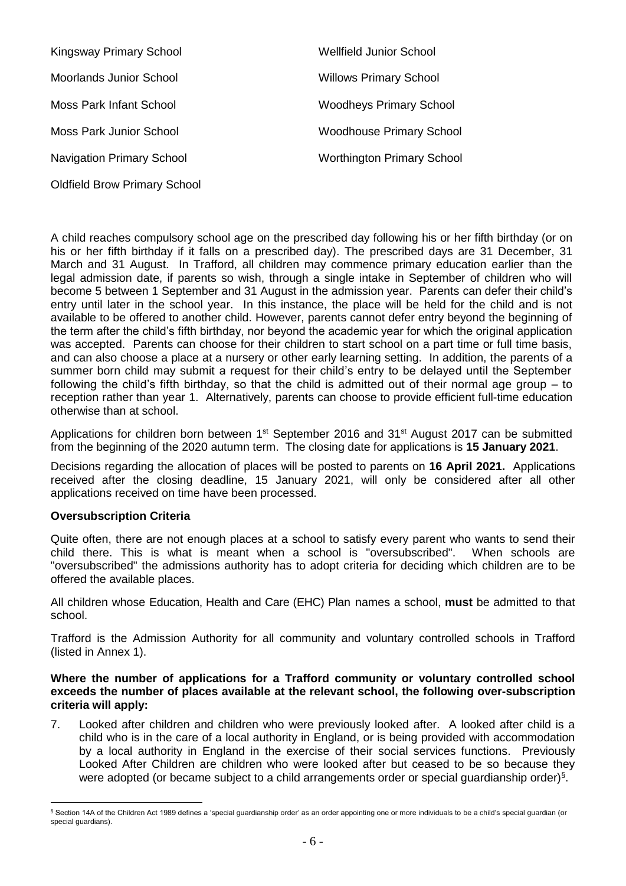Kingsway Primary School

Moorlands Junior School

Moss Park Infant School

Moss Park Junior School

Navigation Primary School

Oldfield Brow Primary School

Wellfield Junior School

Willows Primary School

Woodheys Primary School

Woodhouse Primary School

Worthington Primary School

A child reaches compulsory school age on the prescribed day following his or her fifth birthday (or on his or her fifth birthday if it falls on a prescribed day). The prescribed days are 31 December, 31 March and 31 August. In Trafford, all children may commence primary education earlier than the legal admission date, if parents so wish, through a single intake in September of children who will become 5 between 1 September and 31 August in the admission year. Parents can defer their child's entry until later in the school year. In this instance, the place will be held for the child and is not available to be offered to another child. However, parents cannot defer entry beyond the beginning of the term after the child's fifth birthday, nor beyond the academic year for which the original application was accepted. Parents can choose for their children to start school on a part time or full time basis, and can also choose a place at a nursery or other early learning setting. In addition, the parents of a summer born child may submit a request for their child's entry to be delayed until the September following the child's fifth birthday, so that the child is admitted out of their normal age group – to reception rather than year 1. Alternatively, parents can choose to provide efficient full-time education otherwise than at school.

Applications for children born between 1st September 2016 and 31st August 2017 can be submitted from the beginning of the 2020 autumn term. The closing date for applications is **15 January 2021**.

Decisions regarding the allocation of places will be posted to parents on **16 April 2021.** Applications received after the closing deadline, 15 January 2021, will only be considered after all other applications received on time have been processed.

**Oversubscription Criteria**

Quite often, there are not enough places at a school to satisfy every parent who wants to send their child there. This is what is meant when a school is "oversubscribed". When schools are "oversubscribed" the admissions authority has to adopt criteria for deciding which children are to be offered the available places.

All children whose Education, Health and Care (EHC) Plan names a school, **must** be admitted to that school.

Trafford is the Admission Authority for all community and voluntary controlled schools in Trafford (listed in Annex 1).

**Where the number of applications for a Trafford community or voluntary controlled school exceeds the number of places available at the relevant school, the following over-subscription criteria will apply:**

7. Looked after children and children who were previously looked after. A looked after child is a child who is in the care of a local authority in England, or is being provided with accommodation by a local authority in England in the exercise of their social services functions. Previously Looked After Children are children who were looked after but ceased to be so because they were adopted (or became subject to a child arrangements order or special guardianship order)[§].

[§] Section 14A of the Children Act 1989 defines a 'special guardianship order' as an order appointing one or more individuals to be a child's special guardian (or special guardians).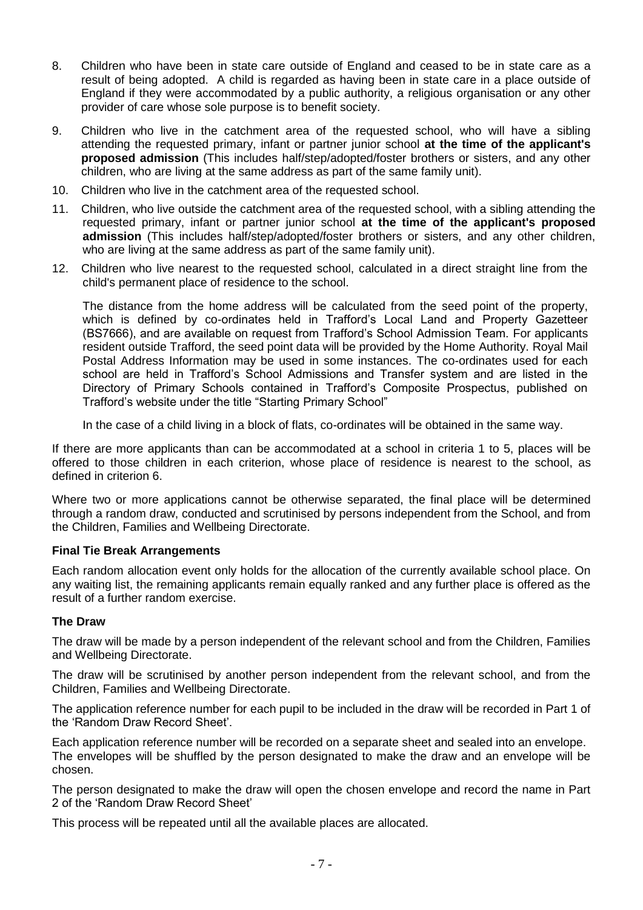8. Children who have been in state care outside of England and ceased to be in state care as a result of being adopted. A child is regarded as having been in state care in a place outside of England if they were accommodated by a public authority, a religious organisation or any other provider of care whose sole purpose is to benefit society.

9. Children who live in the catchment area of the requested school, who will have a sibling attending the requested primary, infant or partner junior school **at the time of the applicant's proposed admission** (This includes half/step/adopted/foster brothers or sisters, and any other children, who are living at the same address as part of the same family unit).

10. Children who live in the catchment area of the requested school.

11. Children, who live outside the catchment area of the requested school, with a sibling attending the requested primary, infant or partner junior school **at the time of the applicant's proposed admission** (This includes half/step/adopted/foster brothers or sisters, and any other children, who are living at the same address as part of the same family unit).

12. Children who live nearest to the requested school, calculated in a direct straight line from the child's permanent place of residence to the school.

    The distance from the home address will be calculated from the seed point of the property, which is defined by co-ordinates held in Trafford's Local Land and Property Gazetteer (BS7666), and are available on request from Trafford's School Admission Team. For applicants resident outside Trafford, the seed point data will be provided by the Home Authority. Royal Mail Postal Address Information may be used in some instances. The co-ordinates used for each school are held in Trafford's School Admissions and Transfer system and are listed in the Directory of Primary Schools contained in Trafford's Composite Prospectus, published on Trafford's website under the title "Starting Primary School"

    In the case of a child living in a block of flats, co-ordinates will be obtained in the same way.

If there are more applicants than can be accommodated at a school in criteria 1 to 5, places will be offered to those children in each criterion, whose place of residence is nearest to the school, as defined in criterion 6.

Where two or more applications cannot be otherwise separated, the final place will be determined through a random draw, conducted and scrutinised by persons independent from the School, and from the Children, Families and Wellbeing Directorate.

**Final Tie Break Arrangements**

Each random allocation event only holds for the allocation of the currently available school place. On any waiting list, the remaining applicants remain equally ranked and any further place is offered as the result of a further random exercise.

**The Draw**

The draw will be made by a person independent of the relevant school and from the Children, Families and Wellbeing Directorate.

The draw will be scrutinised by another person independent from the relevant school, and from the Children, Families and Wellbeing Directorate.

The application reference number for each pupil to be included in the draw will be recorded in Part 1 of the 'Random Draw Record Sheet'.

Each application reference number will be recorded on a separate sheet and sealed into an envelope. The envelopes will be shuffled by the person designated to make the draw and an envelope will be chosen.

The person designated to make the draw will open the chosen envelope and record the name in Part 2 of the 'Random Draw Record Sheet'

This process will be repeated until all the available places are allocated.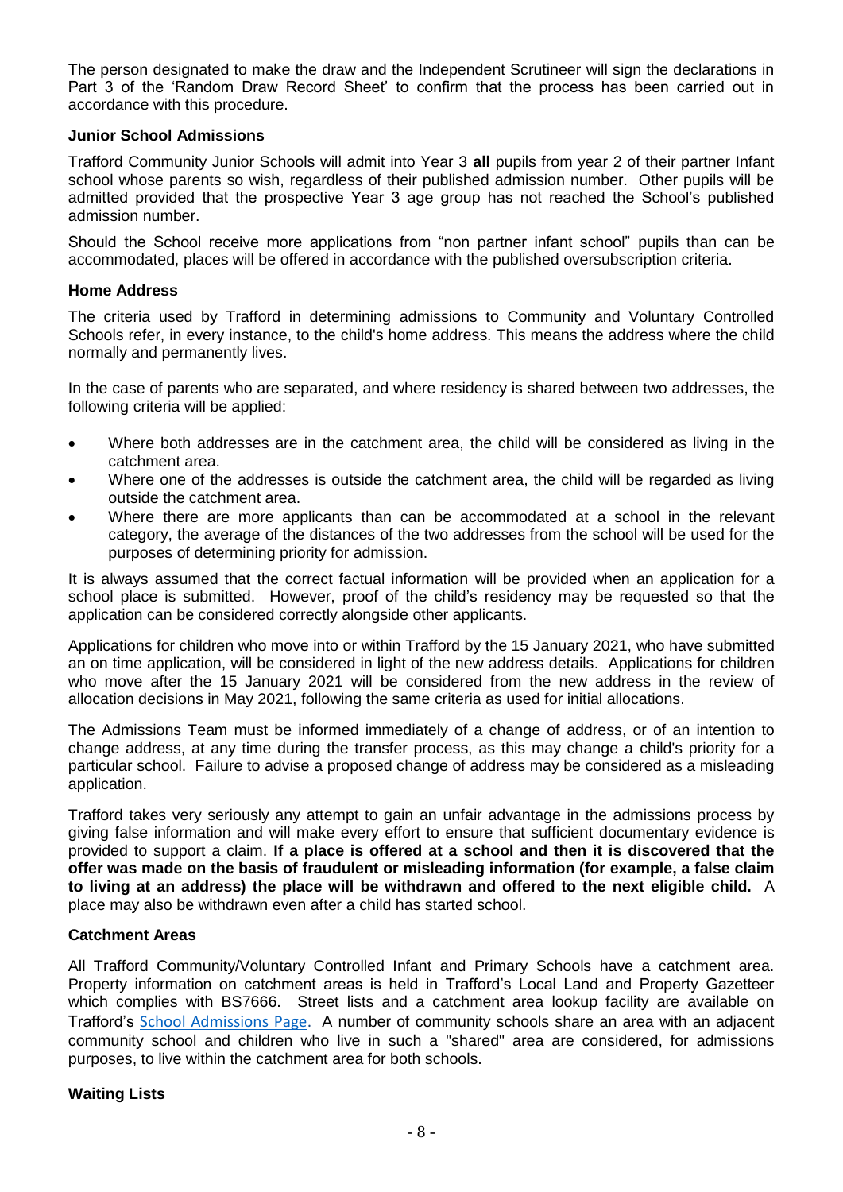The person designated to make the draw and the Independent Scrutineer will sign the declarations in Part 3 of the 'Random Draw Record Sheet' to confirm that the process has been carried out in accordance with this procedure.

### Junior School Admissions

Trafford Community Junior Schools will admit into Year 3 **all** pupils from year 2 of their partner Infant school whose parents so wish, regardless of their published admission number. Other pupils will be admitted provided that the prospective Year 3 age group has not reached the School's published admission number.

Should the School receive more applications from "non partner infant school" pupils than can be accommodated, places will be offered in accordance with the published oversubscription criteria.

### Home Address

The criteria used by Trafford in determining admissions to Community and Voluntary Controlled Schools refer, in every instance, to the child's home address. This means the address where the child normally and permanently lives.

In the case of parents who are separated, and where residency is shared between two addresses, the following criteria will be applied:

- Where both addresses are in the catchment area, the child will be considered as living in the catchment area.
- Where one of the addresses is outside the catchment area, the child will be regarded as living outside the catchment area.
- Where there are more applicants than can be accommodated at a school in the relevant category, the average of the distances of the two addresses from the school will be used for the purposes of determining priority for admission.

It is always assumed that the correct factual information will be provided when an application for a school place is submitted. However, proof of the child's residency may be requested so that the application can be considered correctly alongside other applicants.

Applications for children who move into or within Trafford by the 15 January 2021, who have submitted an on time application, will be considered in light of the new address details. Applications for children who move after the 15 January 2021 will be considered from the new address in the review of allocation decisions in May 2021, following the same criteria as used for initial allocations.

The Admissions Team must be informed immediately of a change of address, or of an intention to change address, at any time during the transfer process, as this may change a child's priority for a particular school. Failure to advise a proposed change of address may be considered as a misleading application.

Trafford takes very seriously any attempt to gain an unfair advantage in the admissions process by giving false information and will make every effort to ensure that sufficient documentary evidence is provided to support a claim. **If a place is offered at a school and then it is discovered that the offer was made on the basis of fraudulent or misleading information (for example, a false claim to living at an address) the place will be withdrawn and offered to the next eligible child.** A place may also be withdrawn even after a child has started school.

### Catchment Areas

All Trafford Community/Voluntary Controlled Infant and Primary Schools have a catchment area. Property information on catchment areas is held in Trafford's Local Land and Property Gazetteer which complies with BS7666. Street lists and a catchment area lookup facility are available on Trafford's School Admissions Page. A number of community schools share an area with an adjacent community school and children who live in such a "shared" area are considered, for admissions purposes, to live within the catchment area for both schools.

### Waiting Lists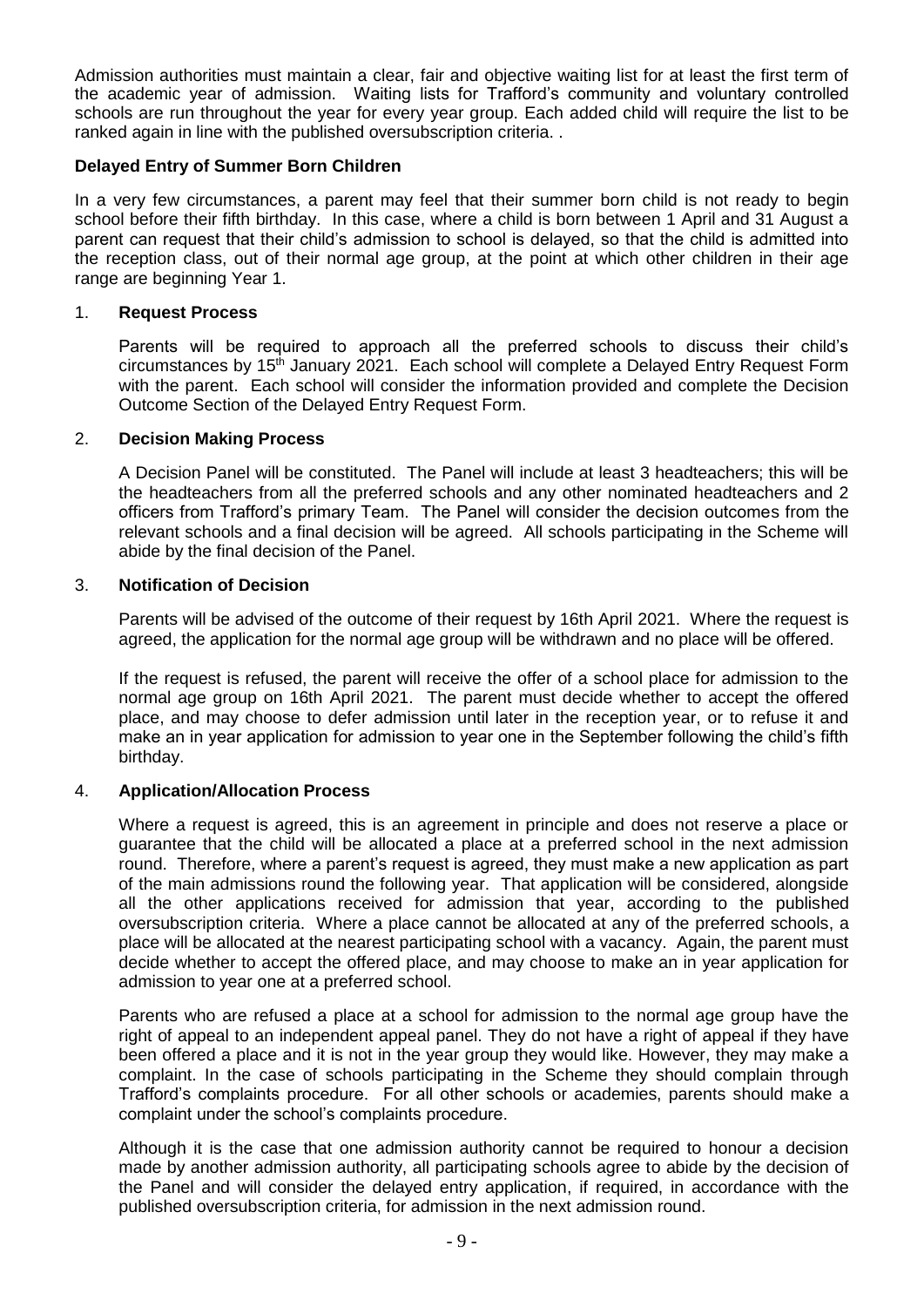Admission authorities must maintain a clear, fair and objective waiting list for at least the first term of the academic year of admission. Waiting lists for Trafford's community and voluntary controlled schools are run throughout the year for every year group. Each added child will require the list to be ranked again in line with the published oversubscription criteria. .

**Delayed Entry of Summer Born Children**

In a very few circumstances, a parent may feel that their summer born child is not ready to begin school before their fifth birthday. In this case, where a child is born between 1 April and 31 August a parent can request that their child's admission to school is delayed, so that the child is admitted into the reception class, out of their normal age group, at the point at which other children in their age range are beginning Year 1.

1. **Request Process**

   Parents will be required to approach all the preferred schools to discuss their child's circumstances by 15th January 2021. Each school will complete a Delayed Entry Request Form with the parent. Each school will consider the information provided and complete the Decision Outcome Section of the Delayed Entry Request Form.

2. **Decision Making Process**

   A Decision Panel will be constituted. The Panel will include at least 3 headteachers; this will be the headteachers from all the preferred schools and any other nominated headteachers and 2 officers from Trafford's primary Team. The Panel will consider the decision outcomes from the relevant schools and a final decision will be agreed. All schools participating in the Scheme will abide by the final decision of the Panel.

3. **Notification of Decision**

   Parents will be advised of the outcome of their request by 16th April 2021. Where the request is agreed, the application for the normal age group will be withdrawn and no place will be offered.

   If the request is refused, the parent will receive the offer of a school place for admission to the normal age group on 16th April 2021. The parent must decide whether to accept the offered place, and may choose to defer admission until later in the reception year, or to refuse it and make an in year application for admission to year one in the September following the child's fifth birthday.

4. **Application/Allocation Process**

   Where a request is agreed, this is an agreement in principle and does not reserve a place or guarantee that the child will be allocated a place at a preferred school in the next admission round. Therefore, where a parent's request is agreed, they must make a new application as part of the main admissions round the following year. That application will be considered, alongside all the other applications received for admission that year, according to the published oversubscription criteria. Where a place cannot be allocated at any of the preferred schools, a place will be allocated at the nearest participating school with a vacancy. Again, the parent must decide whether to accept the offered place, and may choose to make an in year application for admission to year one at a preferred school.

   Parents who are refused a place at a school for admission to the normal age group have the right of appeal to an independent appeal panel. They do not have a right of appeal if they have been offered a place and it is not in the year group they would like. However, they may make a complaint. In the case of schools participating in the Scheme they should complain through Trafford's complaints procedure. For all other schools or academies, parents should make a complaint under the school's complaints procedure.

   Although it is the case that one admission authority cannot be required to honour a decision made by another admission authority, all participating schools agree to abide by the decision of the Panel and will consider the delayed entry application, if required, in accordance with the published oversubscription criteria, for admission in the next admission round.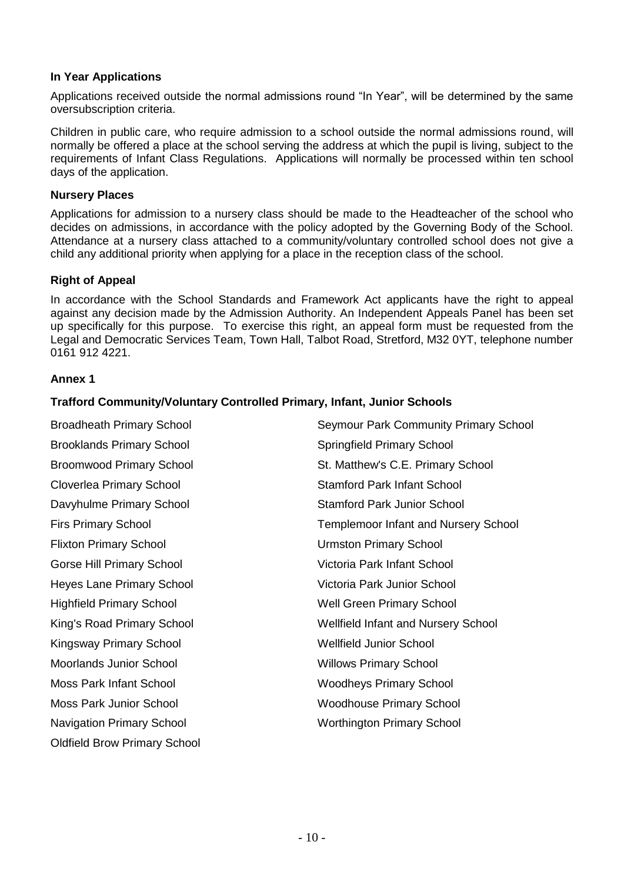### In Year Applications

Applications received outside the normal admissions round "In Year", will be determined by the same oversubscription criteria.

Children in public care, who require admission to a school outside the normal admissions round, will normally be offered a place at the school serving the address at which the pupil is living, subject to the requirements of Infant Class Regulations. Applications will normally be processed within ten school days of the application.

### Nursery Places

Applications for admission to a nursery class should be made to the Headteacher of the school who decides on admissions, in accordance with the policy adopted by the Governing Body of the School. Attendance at a nursery class attached to a community/voluntary controlled school does not give a child any additional priority when applying for a place in the reception class of the school.

### Right of Appeal

In accordance with the School Standards and Framework Act applicants have the right to appeal against any decision made by the Admission Authority. An Independent Appeals Panel has been set up specifically for this purpose. To exercise this right, an appeal form must be requested from the Legal and Democratic Services Team, Town Hall, Talbot Road, Stretford, M32 0YT, telephone number 0161 912 4221.

### Annex 1

### Trafford Community/Voluntary Controlled Primary, Infant, Junior Schools

Broadheath Primary School
Brooklands Primary School
Broomwood Primary School
Cloverlea Primary School
Davyhulme Primary School
Firs Primary School
Flixton Primary School
Gorse Hill Primary School
Heyes Lane Primary School
Highfield Primary School
King's Road Primary School
Kingsway Primary School
Moorlands Junior School
Moss Park Infant School
Moss Park Junior School
Navigation Primary School
Oldfield Brow Primary School
Seymour Park Community Primary School
Springfield Primary School
St. Matthew's C.E. Primary School
Stamford Park Infant School
Stamford Park Junior School
Templemoor Infant and Nursery School
Urmston Primary School
Victoria Park Infant School
Victoria Park Junior School
Well Green Primary School
Wellfield Infant and Nursery School
Wellfield Junior School
Willows Primary School
Woodheys Primary School
Woodhouse Primary School
Worthington Primary School